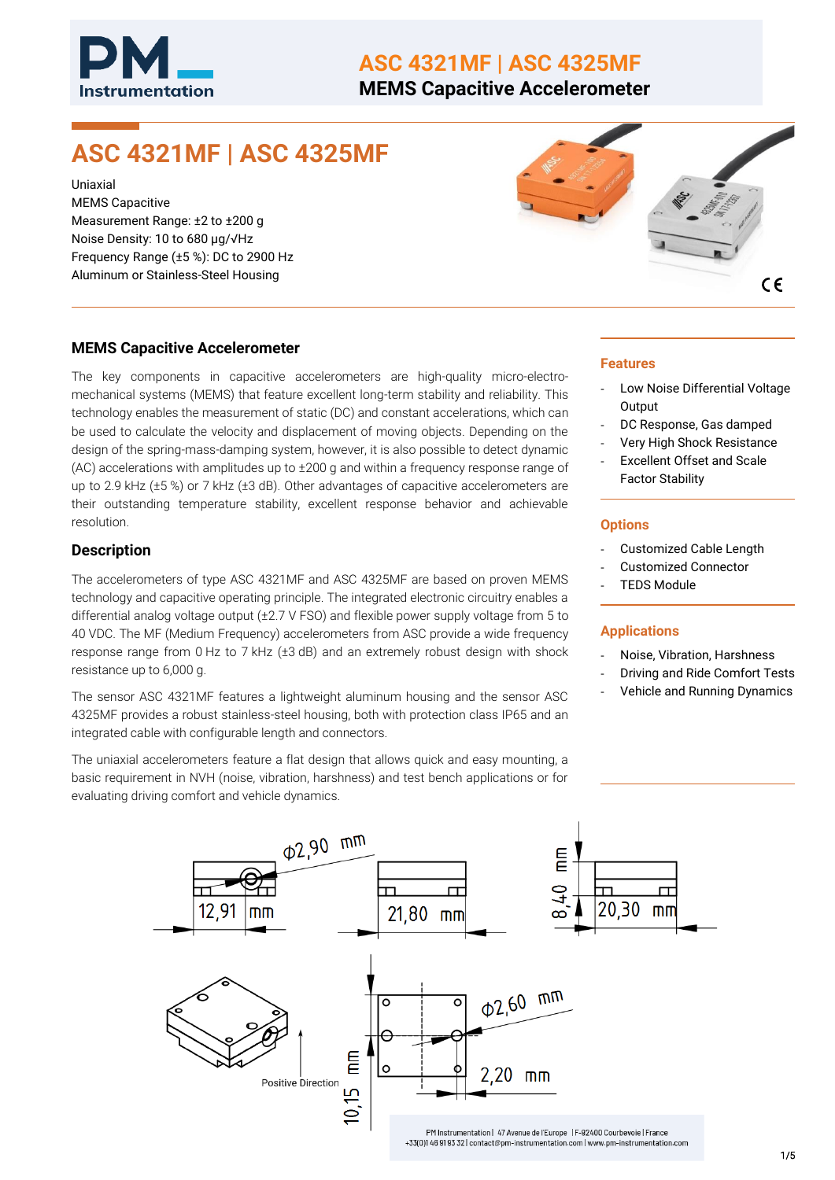# ASC 4321MF | ASC 4325MF

Uniaxial
MEMS Capacitive
Measurement Range: ±2 to ±200 g
Noise Density: 10 to 680 µg/√Hz
Frequency Range (±5 %): DC to 2900 Hz
Aluminum or Stainless-Steel Housing

## MEMS Capacitive Accelerometer

The key components in capacitive accelerometers are high-quality micro-electro-mechanical systems (MEMS) that feature excellent long-term stability and reliability. This technology enables the measurement of static (DC) and constant accelerations, which can be used to calculate the velocity and displacement of moving objects. Depending on the design of the spring-mass-damping system, however, it is also possible to detect dynamic (AC) accelerations with amplitudes up to ±200 g and within a frequency response range of up to 2.9 kHz (±5 %) or 7 kHz (±3 dB). Other advantages of capacitive accelerometers are their outstanding temperature stability, excellent response behavior and achievable resolution.

## Description

The accelerometers of type ASC 4321MF and ASC 4325MF are based on proven MEMS technology and capacitive operating principle. The integrated electronic circuitry enables a differential analog voltage output (±2.7 V FSO) and flexible power supply voltage from 5 to 40 VDC. The MF (Medium Frequency) accelerometers from ASC provide a wide frequency response range from 0 Hz to 7 kHz (±3 dB) and an extremely robust design with shock resistance up to 6,000 g.

The sensor ASC 4321MF features a lightweight aluminum housing and the sensor ASC 4325MF provides a robust stainless-steel housing, both with protection class IP65 and an integrated cable with configurable length and connectors.

The uniaxial accelerometers feature a flat design that allows quick and easy mounting, a basic requirement in NVH (noise, vibration, harshness) and test bench applications or for evaluating driving comfort and vehicle dynamics.

### Features

- Low Noise Differential Voltage Output
- DC Response, Gas damped
- Very High Shock Resistance
- Excellent Offset and Scale Factor Stability

### Options

- Customized Cable Length
- Customized Connector
- TEDS Module

### Applications

- Noise, Vibration, Harshness
- Driving and Ride Comfort Tests
- Vehicle and Running Dynamics

ϕ2,90 mm
12,91 mm
21,80 mm
8,40 mm
20,30 mm
ϕ2,60 mm
2,20 mm
10,15 mm
Positive Direction

PM Instrumentation | 47 Avenue de l'Europe | F-92400 Courbevoie | France
+33(0)1 46 91 93 32 | contact@pm-instrumentation.com | www.pm-instrumentation.com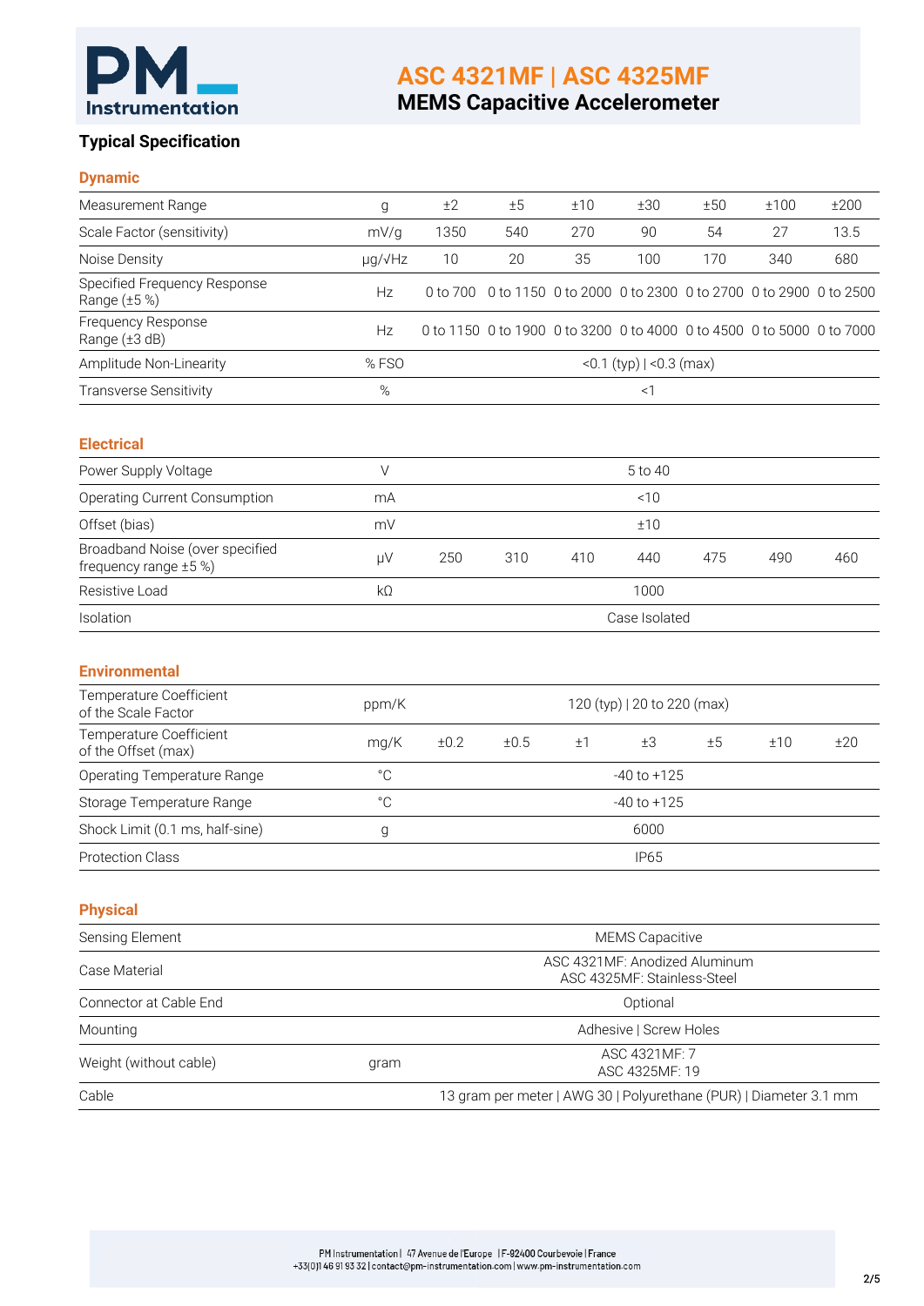# ASC 4321MF | ASC 4325MF
## MEMS Capacitive Accelerometer

### Typical Specification

#### Dynamic

| | | | | | | | | |
|---|---|---|---|---|---|---|---|---|
| Measurement Range | g | ±2 | ±5 | ±10 | ±30 | ±50 | ±100 | ±200 |
| Scale Factor (sensitivity) | mV/g | 1350 | 540 | 270 | 90 | 54 | 27 | 13.5 |
| Noise Density | µg/√Hz | 10 | 20 | 35 | 100 | 170 | 340 | 680 |
| Specified Frequency Response Range (±5 %) | Hz | 0 to 700 | 0 to 1150 | 0 to 2000 | 0 to 2300 | 0 to 2700 | 0 to 2900 | 0 to 2500 |
| Frequency Response Range (±3 dB) | Hz | 0 to 1150 | 0 to 1900 | 0 to 3200 | 0 to 4000 | 0 to 4500 | 0 to 5000 | 0 to 7000 |
| Amplitude Non-Linearity | % FSO | <0.1 (typ) \| <0.3 (max) | | | | | | |
| Transverse Sensitivity | % | <1 | | | | | | |

#### Electrical

| | | | | | | | | |
|---|---|---|---|---|---|---|---|---|
| Power Supply Voltage | V | 5 to 40 | | | | | | |
| Operating Current Consumption | mA | <10 | | | | | | |
| Offset (bias) | mV | ±10 | | | | | | |
| Broadband Noise (over specified frequency range ±5 %) | µV | 250 | 310 | 410 | 440 | 475 | 490 | 460 |
| Resistive Load | kΩ | 1000 | | | | | | |
| Isolation | | Case Isolated | | | | | | |

#### Environmental

| | | | | | | | | |
|---|---|---|---|---|---|---|---|---|
| Temperature Coefficient of the Scale Factor | ppm/K | 120 (typ) \| 20 to 220 (max) | | | | | | |
| Temperature Coefficient of the Offset (max) | mg/K | ±0.2 | ±0.5 | ±1 | ±3 | ±5 | ±10 | ±20 |
| Operating Temperature Range | °C | -40 to +125 | | | | | | |
| Storage Temperature Range | °C | -40 to +125 | | | | | | |
| Shock Limit (0.1 ms, half-sine) | g | 6000 | | | | | | |
| Protection Class | | IP65 | | | | | | |

#### Physical

| | | |
|---|---|---|
| Sensing Element | | MEMS Capacitive |
| Case Material | | ASC 4321MF: Anodized Aluminum<br>ASC 4325MF: Stainless-Steel |
| Connector at Cable End | | Optional |
| Mounting | | Adhesive \| Screw Holes |
| Weight (without cable) | gram | ASC 4321MF: 7<br>ASC 4325MF: 19 |
| Cable | | 13 gram per meter \| AWG 30 \| Polyurethane (PUR) \| Diameter 3.1 mm |

PM Instrumentation | 47 Avenue de l'Europe | F-92400 Courbevoie | France
+33(0)1 46 91 93 32 | contact@pm-instrumentation.com | www.pm-instrumentation.com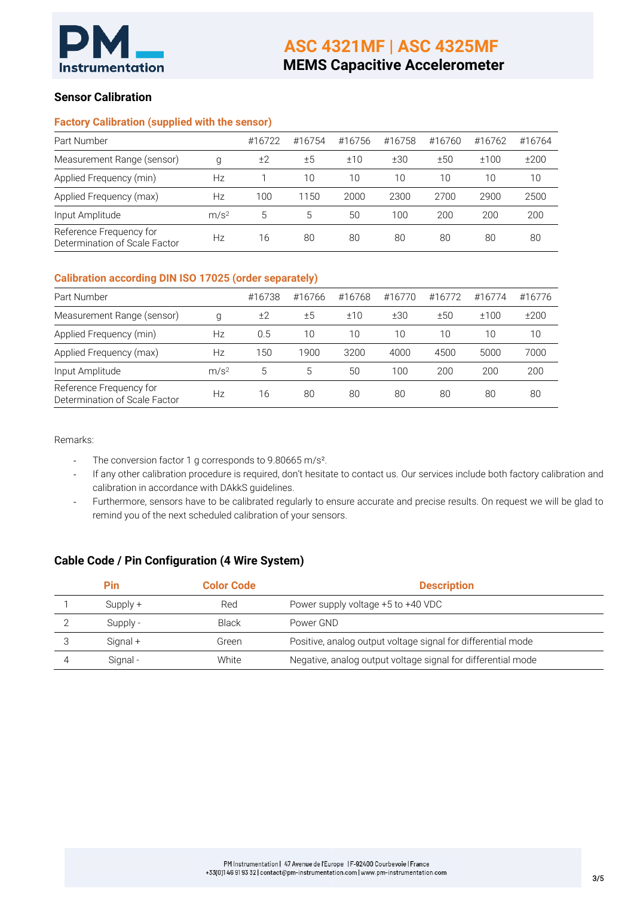## Sensor Calibration

### Factory Calibration (supplied with the sensor)

| Part Number | | #16722 | #16754 | #16756 | #16758 | #16760 | #16762 | #16764 |
|---|---|---|---|---|---|---|---|---|
| Measurement Range (sensor) | g | ±2 | ±5 | ±10 | ±30 | ±50 | ±100 | ±200 |
| Applied Frequency (min) | Hz | 1 | 10 | 10 | 10 | 10 | 10 | 10 |
| Applied Frequency (max) | Hz | 100 | 1150 | 2000 | 2300 | 2700 | 2900 | 2500 |
| Input Amplitude | $m/s^2$ | 5 | 5 | 50 | 100 | 200 | 200 | 200 |
| Reference Frequency for Determination of Scale Factor | Hz | 16 | 80 | 80 | 80 | 80 | 80 | 80 |

### Calibration according DIN ISO 17025 (order separately)

| Part Number | | #16738 | #16766 | #16768 | #16770 | #16772 | #16774 | #16776 |
|---|---|---|---|---|---|---|---|---|
| Measurement Range (sensor) | g | ±2 | ±5 | ±10 | ±30 | ±50 | ±100 | ±200 |
| Applied Frequency (min) | Hz | 0.5 | 10 | 10 | 10 | 10 | 10 | 10 |
| Applied Frequency (max) | Hz | 150 | 1900 | 3200 | 4000 | 4500 | 5000 | 7000 |
| Input Amplitude | $m/s^2$ | 5 | 5 | 50 | 100 | 200 | 200 | 200 |
| Reference Frequency for Determination of Scale Factor | Hz | 16 | 80 | 80 | 80 | 80 | 80 | 80 |

Remarks:

- The conversion factor 1 g corresponds to 9.80665 $m/s^2$.
- If any other calibration procedure is required, don't hesitate to contact us. Our services include both factory calibration and calibration in accordance with DAkkS guidelines.
- Furthermore, sensors have to be calibrated regularly to ensure accurate and precise results. On request we will be glad to remind you of the next scheduled calibration of your sensors.

## Cable Code / Pin Configuration (4 Wire System)

| | Pin | Color Code | Description |
|---|---|---|---|
| 1 | Supply + | Red | Power supply voltage +5 to +40 VDC |
| 2 | Supply - | Black | Power GND |
| 3 | Signal + | Green | Positive, analog output voltage signal for differential mode |
| 4 | Signal - | White | Negative, analog output voltage signal for differential mode |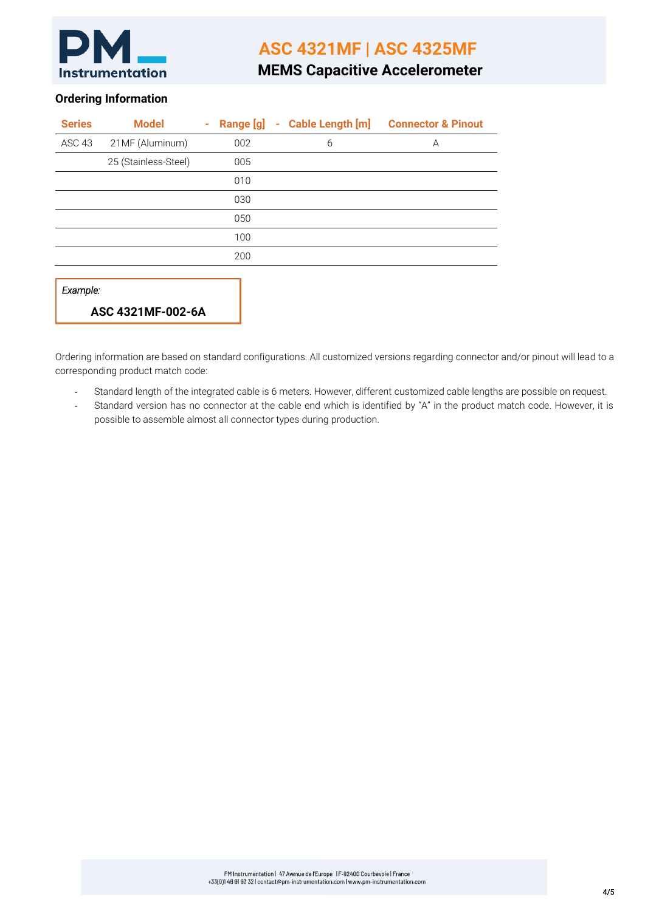# ASC 4321MF | ASC 4325MF

## MEMS Capacitive Accelerometer

### Ordering Information

| Series | Model | - | Range [g] | - | Cable Length [m] | Connector & Pinout |
|---|---|---|---|---|---|---|
| ASC 43 | 21MF (Aluminum) | | 002 | | 6 | A |
| | 25 (Stainless-Steel) | | 005 | | | |
| | | | 010 | | | |
| | | | 030 | | | |
| | | | 050 | | | |
| | | | 100 | | | |
| | | | 200 | | | |

*Example:*

**ASC 4321MF-002-6A**

Ordering information are based on standard configurations. All customized versions regarding connector and/or pinout will lead to a corresponding product match code:

- Standard length of the integrated cable is 6 meters. However, different customized cable lengths are possible on request.
- Standard version has no connector at the cable end which is identified by "A" in the product match code. However, it is possible to assemble almost all connector types during production.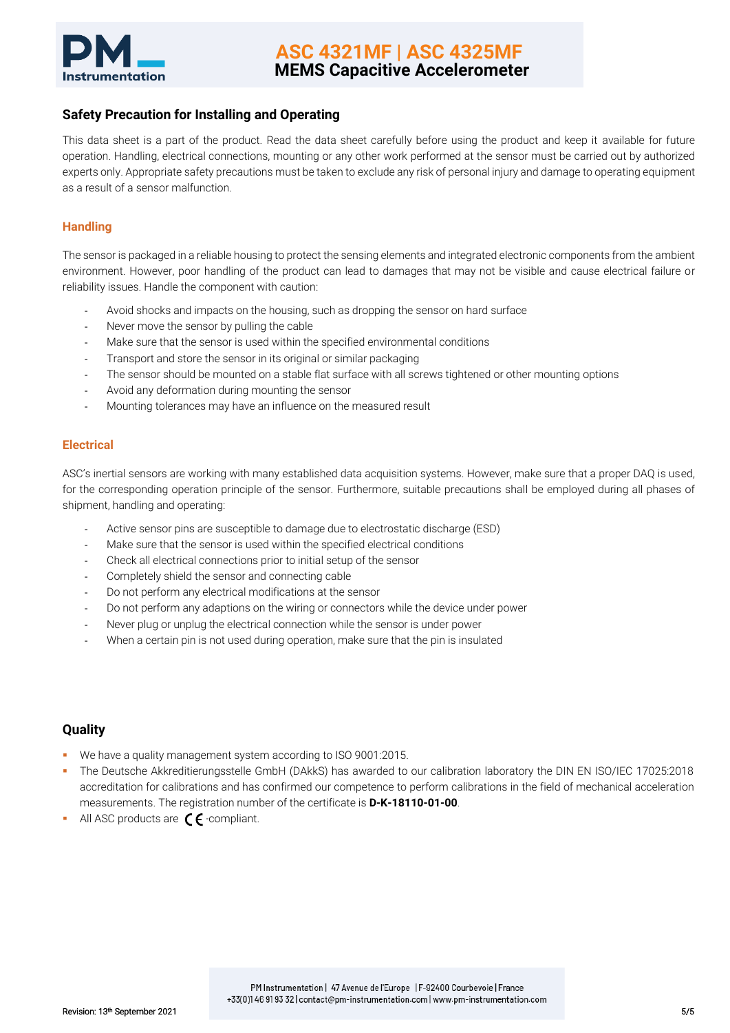## Safety Precaution for Installing and Operating

This data sheet is a part of the product. Read the data sheet carefully before using the product and keep it available for future operation. Handling, electrical connections, mounting or any other work performed at the sensor must be carried out by authorized experts only. Appropriate safety precautions must be taken to exclude any risk of personal injury and damage to operating equipment as a result of a sensor malfunction.

### Handling

The sensor is packaged in a reliable housing to protect the sensing elements and integrated electronic components from the ambient environment. However, poor handling of the product can lead to damages that may not be visible and cause electrical failure or reliability issues. Handle the component with caution:

- Avoid shocks and impacts on the housing, such as dropping the sensor on hard surface
- Never move the sensor by pulling the cable
- Make sure that the sensor is used within the specified environmental conditions
- Transport and store the sensor in its original or similar packaging
- The sensor should be mounted on a stable flat surface with all screws tightened or other mounting options
- Avoid any deformation during mounting the sensor
- Mounting tolerances may have an influence on the measured result

### Electrical

ASC's inertial sensors are working with many established data acquisition systems. However, make sure that a proper DAQ is used, for the corresponding operation principle of the sensor. Furthermore, suitable precautions shall be employed during all phases of shipment, handling and operating:

- Active sensor pins are susceptible to damage due to electrostatic discharge (ESD)
- Make sure that the sensor is used within the specified electrical conditions
- Check all electrical connections prior to initial setup of the sensor
- Completely shield the sensor and connecting cable
- Do not perform any electrical modifications at the sensor
- Do not perform any adaptions on the wiring or connectors while the device under power
- Never plug or unplug the electrical connection while the sensor is under power
- When a certain pin is not used during operation, make sure that the pin is insulated

## Quality

- We have a quality management system according to ISO 9001:2015.
- The Deutsche Akkreditierungsstelle GmbH (DAkkS) has awarded to our calibration laboratory the DIN EN ISO/IEC 17025:2018 accreditation for calibrations and has confirmed our competence to perform calibrations in the field of mechanical acceleration measurements. The registration number of the certificate is **D-K-18110-01-00**.
- All ASC products are CE-compliant.

PM Instrumentation | 47 Avenue de l'Europe | F-92400 Courbevoie | France
+33(0)1 46 91 93 32 | contact@pm-instrumentation.com | www.pm-instrumentation.com

Revision: 13th September 2021